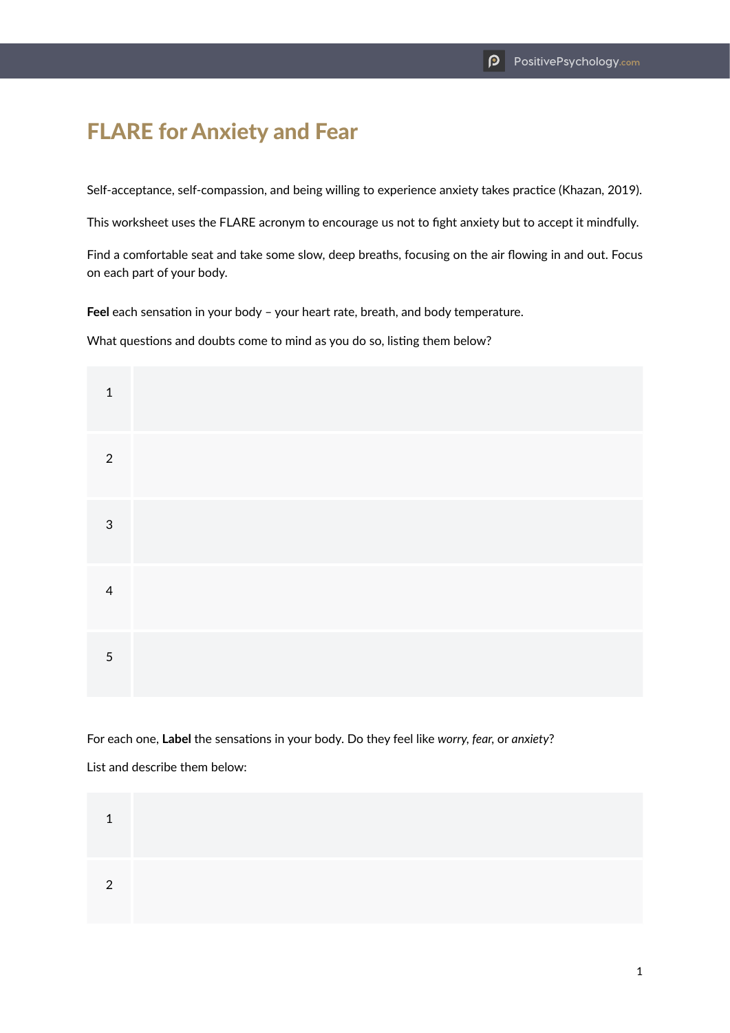# FLARE for Anxiety and Fear

Self-acceptance, self-compassion, and being willing to experience anxiety takes practice (Khazan, 2019).

This worksheet uses the FLARE acronym to encourage us not to fight anxiety but to accept it mindfully.

Find a comfortable seat and take some slow, deep breaths, focusing on the air flowing in and out. Focus on each part of your body.

**Feel** each sensation in your body – your heart rate, breath, and body temperature.

What questions and doubts come to mind as you do so, listing them below?

| | |
|---|---|
| 1 | |
| 2 | |
| 3 | |
| 4 | |
| 5 | |

For each one, **Label** the sensations in your body. Do they feel like *worry*, *fear*, or *anxiety*?

List and describe them below:

| | |
|---|---|
| 1 | |
| 2 | |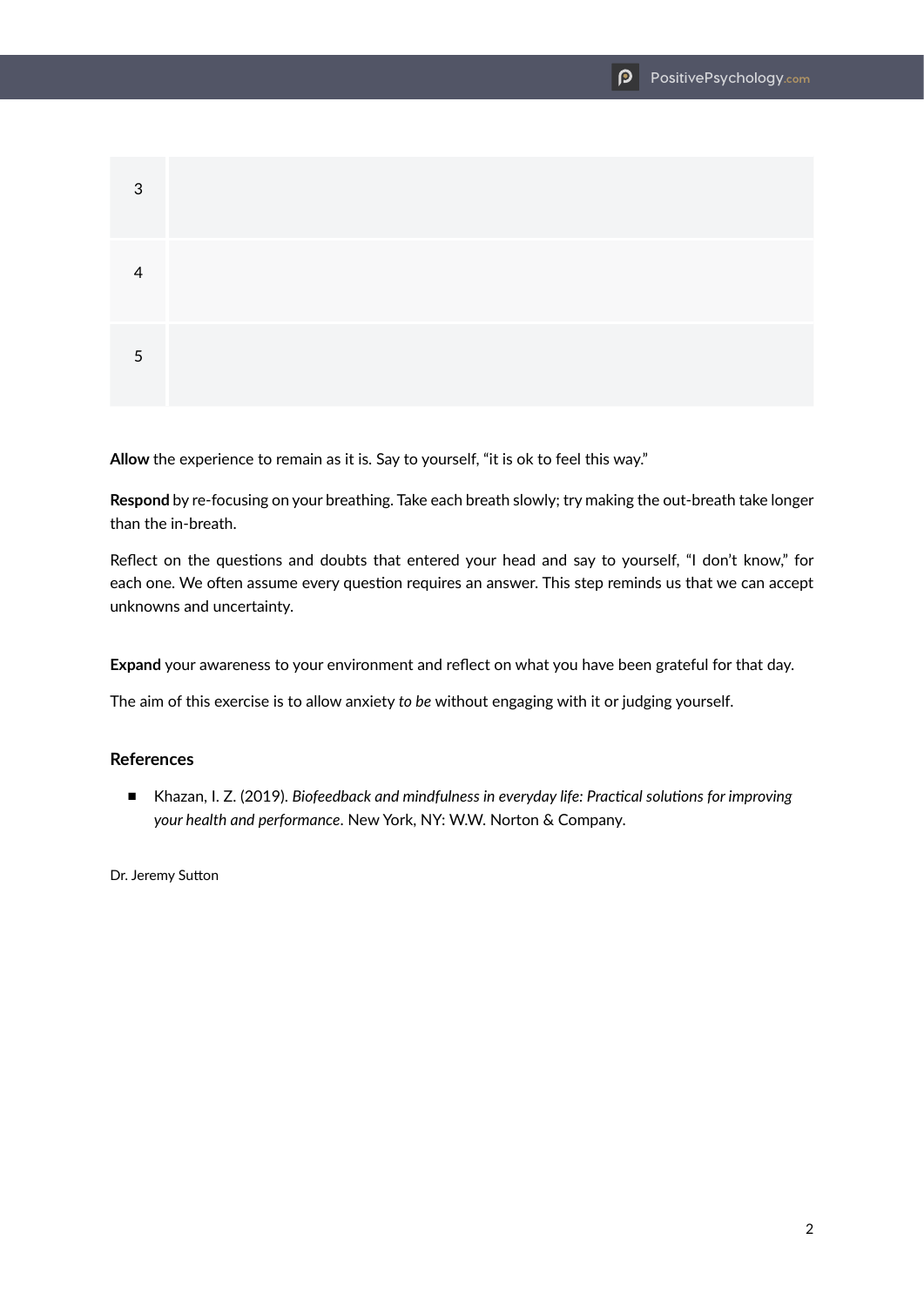| | |
|---|---|
| 3 | |
| 4 | |
| 5 | |

**Allow** the experience to remain as it is. Say to yourself, "it is ok to feel this way."

**Respond** by re-focusing on your breathing. Take each breath slowly; try making the out-breath take longer than the in-breath.

Reflect on the questions and doubts that entered your head and say to yourself, "I don't know," for each one. We often assume every question requires an answer. This step reminds us that we can accept unknowns and uncertainty.

**Expand** your awareness to your environment and reflect on what you have been grateful for that day.

The aim of this exercise is to allow anxiety *to be* without engaging with it or judging yourself.

### References

- Khazan, I. Z. (2019). *Biofeedback and mindfulness in everyday life: Practical solutions for improving your health and performance*. New York, NY: W.W. Norton & Company.

Dr. Jeremy Sutton